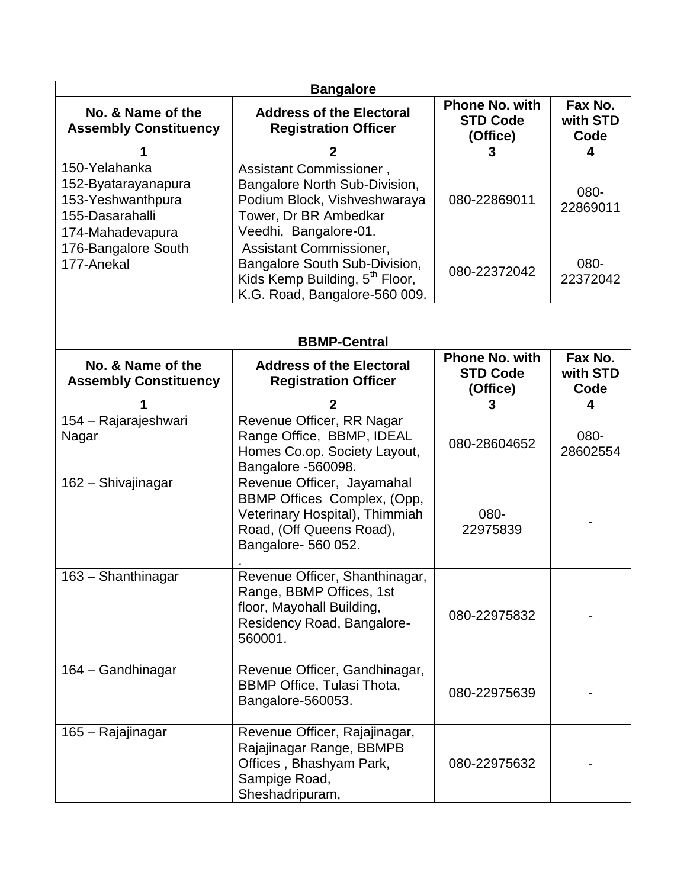## Bangalore

| No. & Name of the Assembly Constituency | Address of the Electoral Registration Officer | Phone No. with STD Code (Office) | Fax No. with STD Code |
|---|---|---|---|
| 1 | 2 | 3 | 4 |
| 150-Yelahanka<br>152-Byatarayanapura<br>153-Yeshwanthpura<br>155-Dasarahalli<br>174-Mahadevapura | Assistant Commissioner , Bangalore North Sub-Division, Podium Block, Vishveshwaraya Tower, Dr BR Ambedkar Veedhi, Bangalore-01. | 080-22869011 | 080-22869011 |
| 176-Bangalore South<br>177-Anekal | Assistant Commissioner, Bangalore South Sub-Division, Kids Kemp Building, 5th Floor, K.G. Road, Bangalore-560 009. | 080-22372042 | 080-22372042 |

## BBMP-Central

| No. & Name of the Assembly Constituency | Address of the Electoral Registration Officer | Phone No. with STD Code (Office) | Fax No. with STD Code |
|---|---|---|---|
| 1 | 2 | 3 | 4 |
| 154 – Rajarajeshwari Nagar | Revenue Officer, RR Nagar Range Office, BBMP, IDEAL Homes Co.op. Society Layout, Bangalore -560098. | 080-28604652 | 080-28602554 |
| 162 – Shivajinagar | Revenue Officer, Jayamahal BBMP Offices Complex, (Opp, Veterinary Hospital), Thimmiah Road, (Off Queens Road), Bangalore- 560 052. . | 080-22975839 | - |
| 163 – Shanthinagar | Revenue Officer, Shanthinagar, Range, BBMP Offices, 1st floor, Mayohall Building, Residency Road, Bangalore-560001. | 080-22975832 | - |
| 164 – Gandhinagar | Revenue Officer, Gandhinagar, BBMP Office, Tulasi Thota, Bangalore-560053. | 080-22975639 | - |
| 165 – Rajajinagar | Revenue Officer, Rajajinagar, Rajajinagar Range, BBMPB Offices , Bhashyam Park, Sampige Road, Sheshadripuram, | 080-22975632 | - |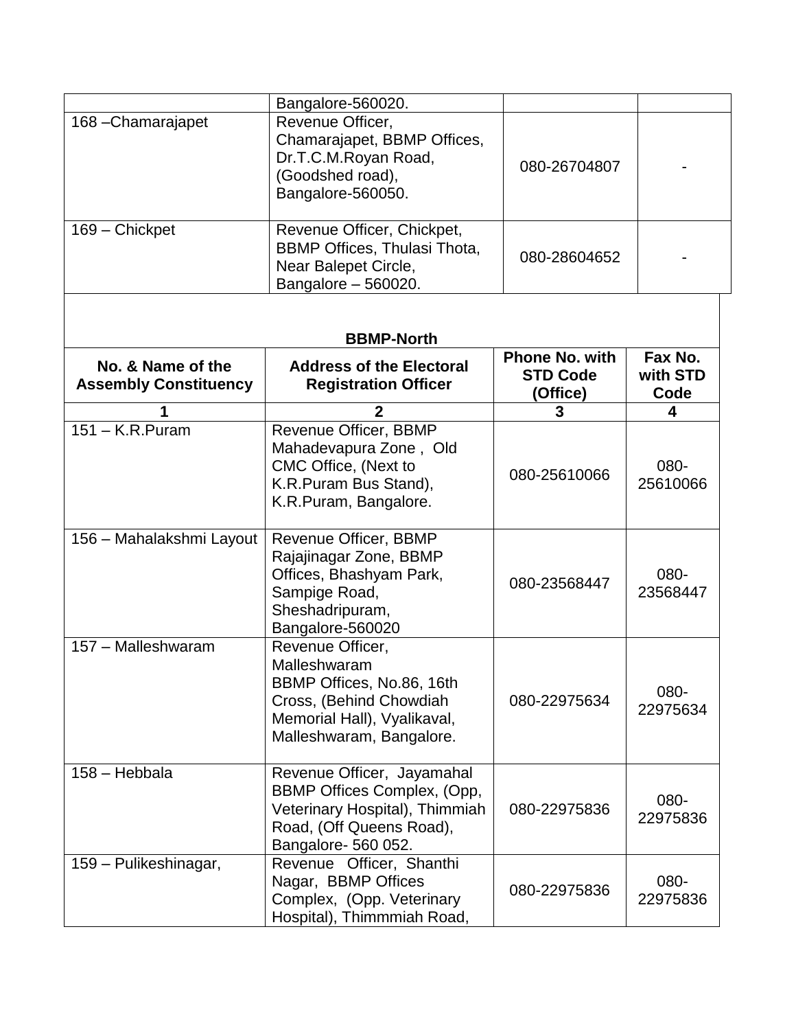| | | | |
|---|---|---|---|
| | Bangalore-560020. | | |
| 168 –Chamarajapet | Revenue Officer, Chamarajapet, BBMP Offices, Dr.T.C.M.Royan Road, (Goodshed road), Bangalore-560050. | 080-26704807 | - |
| 169 – Chickpet | Revenue Officer, Chickpet, BBMP Offices, Thulasi Thota, Near Balepet Circle, Bangalore – 560020. | 080-28604652 | - |

**BBMP-North**

| No. & Name of the Assembly Constituency | Address of the Electoral Registration Officer | Phone No. with STD Code (Office) | Fax No. with STD Code |
|---|---|---|---|
| 1 | 2 | 3 | 4 |
| 151 – K.R.Puram | Revenue Officer, BBMP Mahadevapura Zone , Old CMC Office, (Next to K.R.Puram Bus Stand), K.R.Puram, Bangalore. | 080-25610066 | 080-25610066 |
| 156 – Mahalakshmi Layout | Revenue Officer, BBMP Rajajinagar Zone, BBMP Offices, Bhashyam Park, Sampige Road, Sheshadripuram, Bangalore-560020 | 080-23568447 | 080-23568447 |
| 157 – Malleshwaram | Revenue Officer, Malleshwaram BBMP Offices, No.86, 16th Cross, (Behind Chowdiah Memorial Hall), Vyalikaval, Malleshwaram, Bangalore. | 080-22975634 | 080-22975634 |
| 158 – Hebbala | Revenue Officer, Jayamahal BBMP Offices Complex, (Opp, Veterinary Hospital), Thimmiah Road, (Off Queens Road), Bangalore- 560 052. | 080-22975836 | 080-22975836 |
| 159 – Pulikeshinagar, | Revenue Officer, Shanthi Nagar, BBMP Offices Complex, (Opp. Veterinary Hospital), Thimmmiah Road, | 080-22975836 | 080-22975836 |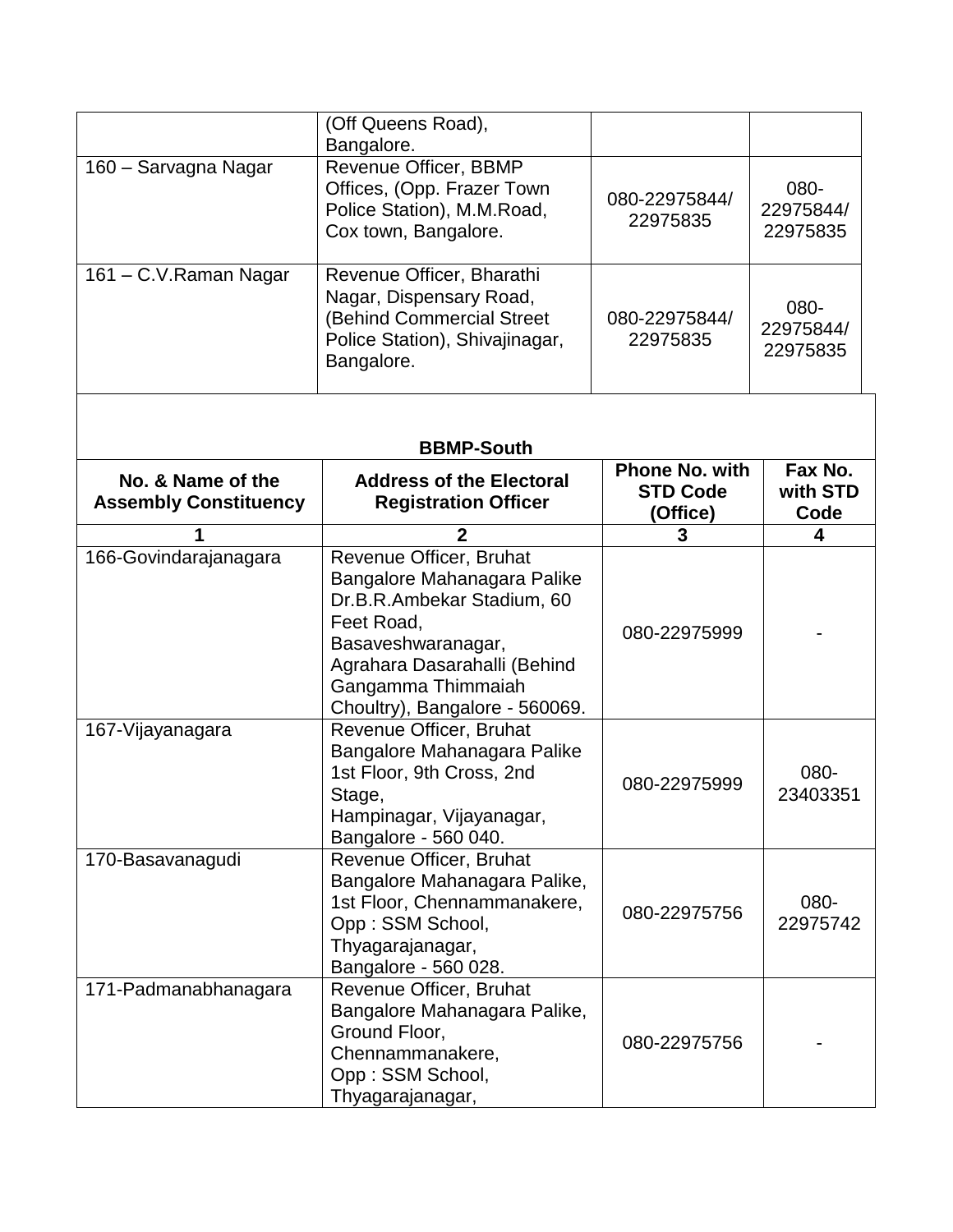| | (Off Queens Road), Bangalore. | | |
|---|---|---|---|
| 160 – Sarvagna Nagar | Revenue Officer, BBMP Offices, (Opp. Frazer Town Police Station), M.M.Road, Cox town, Bangalore. | 080-22975844/ 22975835 | 080-22975844/ 22975835 |
| 161 – C.V.Raman Nagar | Revenue Officer, Bharathi Nagar, Dispensary Road, (Behind Commercial Street Police Station), Shivajinagar, Bangalore. | 080-22975844/ 22975835 | 080-22975844/ 22975835 |

**BBMP-South**

| No. & Name of the Assembly Constituency | Address of the Electoral Registration Officer | Phone No. with STD Code (Office) | Fax No. with STD Code |
|---|---|---|---|
| 1 | 2 | 3 | 4 |
| 166-Govindarajanagara | Revenue Officer, Bruhat Bangalore Mahanagara Palike Dr.B.R.Ambekar Stadium, 60 Feet Road, Basaveshwaranagar, Agrahara Dasarahalli (Behind Gangamma Thimmaiah Choultry), Bangalore - 560069. | 080-22975999 | - |
| 167-Vijayanagara | Revenue Officer, Bruhat Bangalore Mahanagara Palike 1st Floor, 9th Cross, 2nd Stage, Hampinagar, Vijayanagar, Bangalore - 560 040. | 080-22975999 | 080-23403351 |
| 170-Basavanagudi | Revenue Officer, Bruhat Bangalore Mahanagara Palike, 1st Floor, Chennammanakere, Opp : SSM School, Thyagarajanagar, Bangalore - 560 028. | 080-22975756 | 080-22975742 |
| 171-Padmanabhanagara | Revenue Officer, Bruhat Bangalore Mahanagara Palike, Ground Floor, Chennammanakere, Opp : SSM School, Thyagarajanagar, | 080-22975756 | - |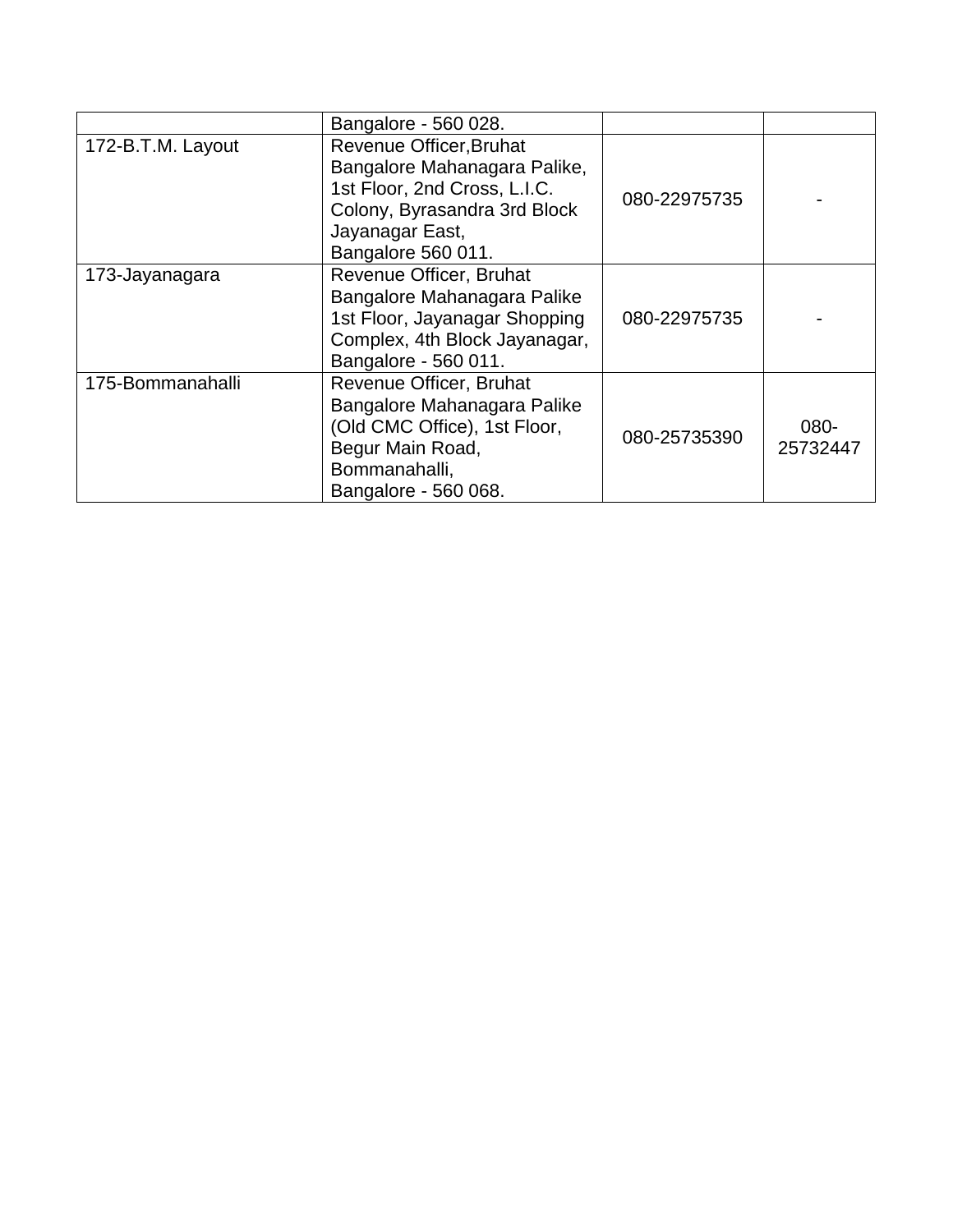| | | | |
|---|---|---|---|
| | Bangalore - 560 028. | | |
| 172-B.T.M. Layout | Revenue Officer,Bruhat Bangalore Mahanagara Palike, 1st Floor, 2nd Cross, L.I.C. Colony, Byrasandra 3rd Block Jayanagar East, Bangalore 560 011. | 080-22975735 | - |
| 173-Jayanagara | Revenue Officer, Bruhat Bangalore Mahanagara Palike 1st Floor, Jayanagar Shopping Complex, 4th Block Jayanagar, Bangalore - 560 011. | 080-22975735 | - |
| 175-Bommanahalli | Revenue Officer, Bruhat Bangalore Mahanagara Palike (Old CMC Office), 1st Floor, Begur Main Road, Bommanahalli, Bangalore - 560 068. | 080-25735390 | 080-25732447 |